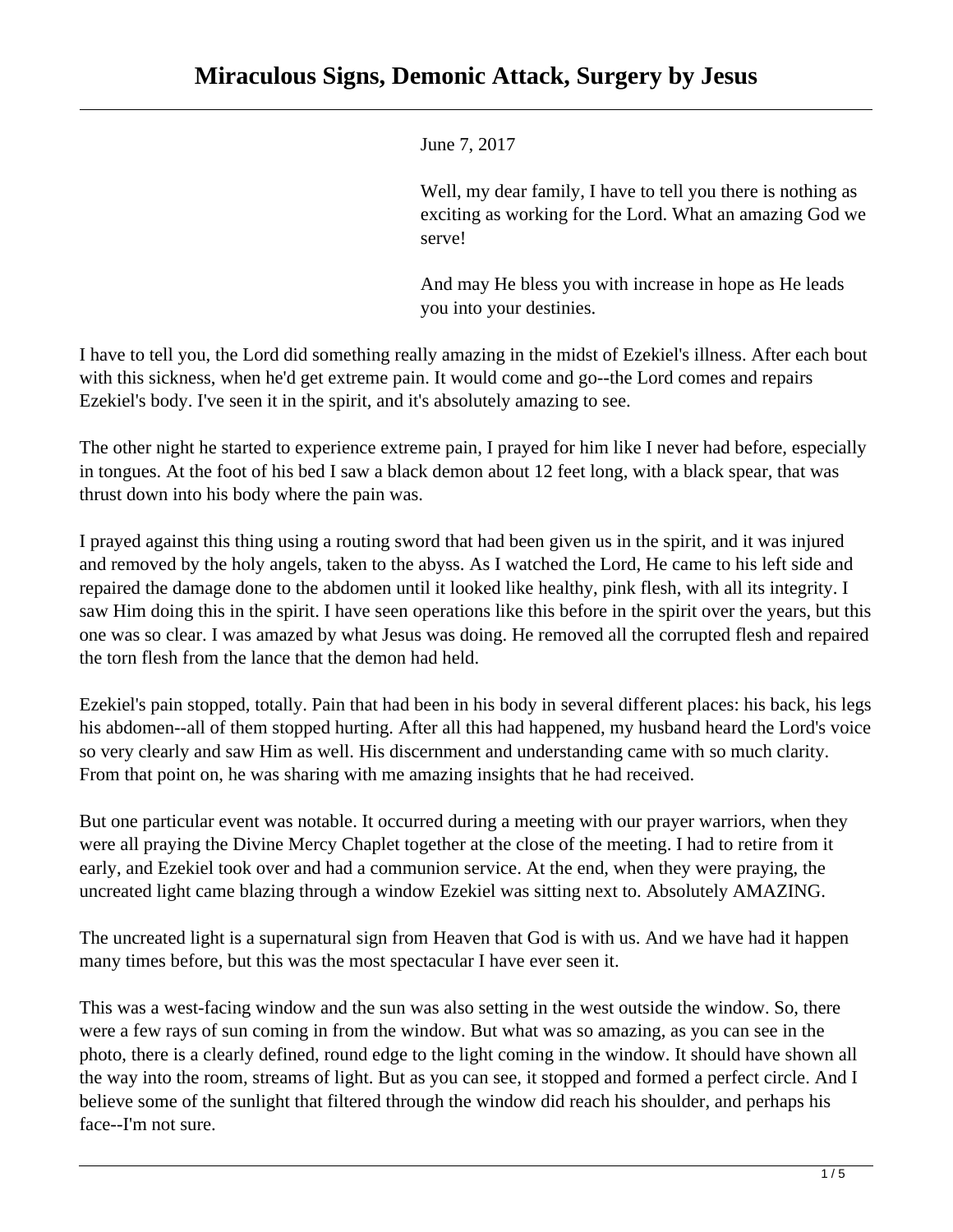# Miraculous Signs, Demonic Attack, Surgery by Jesus

June 7, 2017

Well, my dear family, I have to tell you there is nothing as exciting as working for the Lord. What an amazing God we serve!

And may He bless you with increase in hope as He leads you into your destinies.

I have to tell you, the Lord did something really amazing in the midst of Ezekiel's illness. After each bout with this sickness, when he'd get extreme pain. It would come and go--the Lord comes and repairs Ezekiel's body. I've seen it in the spirit, and it's absolutely amazing to see.

The other night he started to experience extreme pain, I prayed for him like I never had before, especially in tongues. At the foot of his bed I saw a black demon about 12 feet long, with a black spear, that was thrust down into his body where the pain was.

I prayed against this thing using a routing sword that had been given us in the spirit, and it was injured and removed by the holy angels, taken to the abyss. As I watched the Lord, He came to his left side and repaired the damage done to the abdomen until it looked like healthy, pink flesh, with all its integrity. I saw Him doing this in the spirit. I have seen operations like this before in the spirit over the years, but this one was so clear. I was amazed by what Jesus was doing. He removed all the corrupted flesh and repaired the torn flesh from the lance that the demon had held.

Ezekiel's pain stopped, totally. Pain that had been in his body in several different places: his back, his legs his abdomen--all of them stopped hurting. After all this had happened, my husband heard the Lord's voice so very clearly and saw Him as well. His discernment and understanding came with so much clarity. From that point on, he was sharing with me amazing insights that he had received.

But one particular event was notable. It occurred during a meeting with our prayer warriors, when they were all praying the Divine Mercy Chaplet together at the close of the meeting. I had to retire from it early, and Ezekiel took over and had a communion service. At the end, when they were praying, the uncreated light came blazing through a window Ezekiel was sitting next to. Absolutely AMAZING.

The uncreated light is a supernatural sign from Heaven that God is with us. And we have had it happen many times before, but this was the most spectacular I have ever seen it.

This was a west-facing window and the sun was also setting in the west outside the window. So, there were a few rays of sun coming in from the window. But what was so amazing, as you can see in the photo, there is a clearly defined, round edge to the light coming in the window. It should have shown all the way into the room, streams of light. But as you can see, it stopped and formed a perfect circle. And I believe some of the sunlight that filtered through the window did reach his shoulder, and perhaps his face--I'm not sure.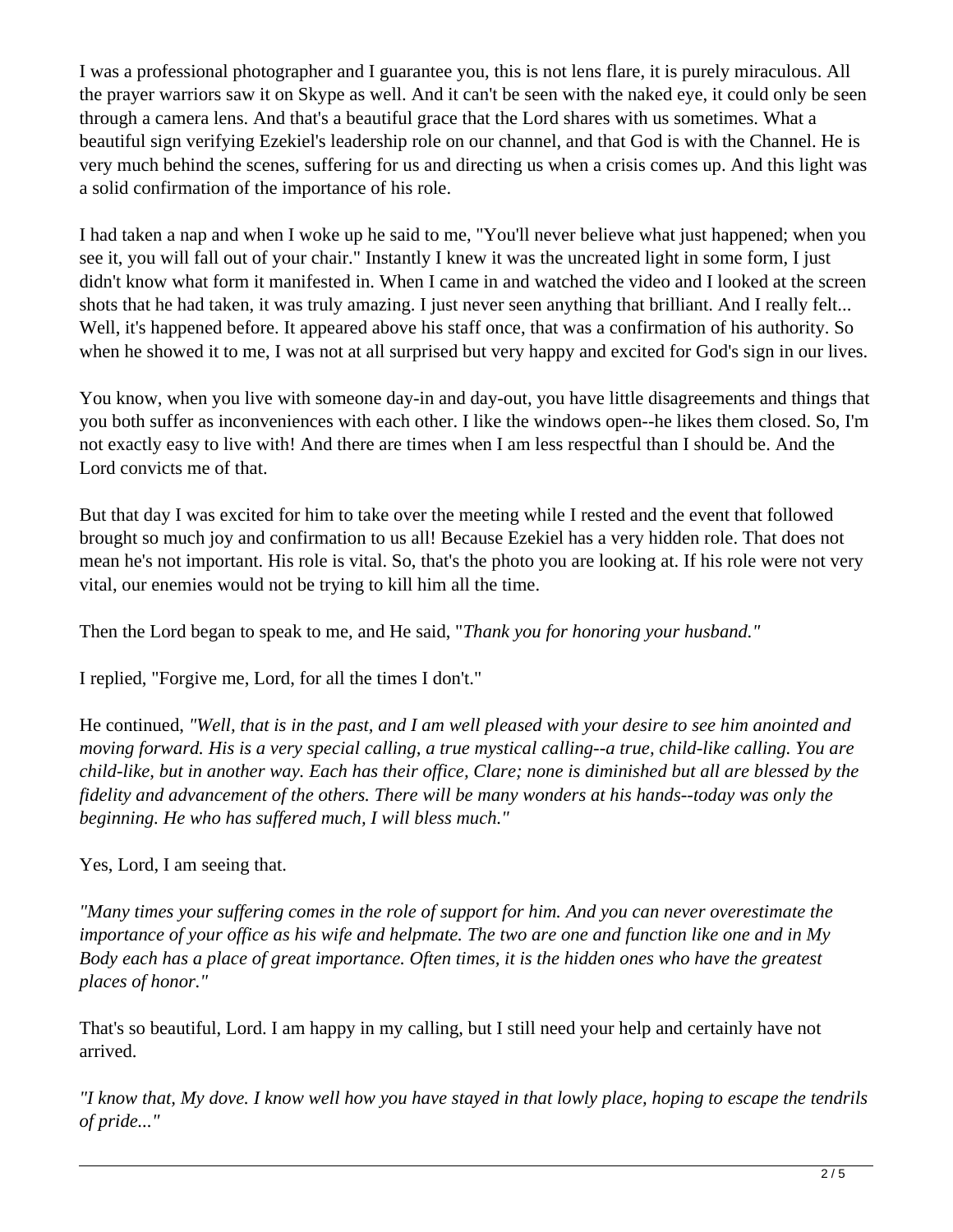I was a professional photographer and I guarantee you, this is not lens flare, it is purely miraculous. All the prayer warriors saw it on Skype as well. And it can't be seen with the naked eye, it could only be seen through a camera lens. And that's a beautiful grace that the Lord shares with us sometimes. What a beautiful sign verifying Ezekiel's leadership role on our channel, and that God is with the Channel. He is very much behind the scenes, suffering for us and directing us when a crisis comes up. And this light was a solid confirmation of the importance of his role.

I had taken a nap and when I woke up he said to me, "You'll never believe what just happened; when you see it, you will fall out of your chair." Instantly I knew it was the uncreated light in some form, I just didn't know what form it manifested in. When I came in and watched the video and I looked at the screen shots that he had taken, it was truly amazing. I just never seen anything that brilliant. And I really felt... Well, it's happened before. It appeared above his staff once, that was a confirmation of his authority. So when he showed it to me, I was not at all surprised but very happy and excited for God's sign in our lives.

You know, when you live with someone day-in and day-out, you have little disagreements and things that you both suffer as inconveniences with each other. I like the windows open--he likes them closed. So, I'm not exactly easy to live with! And there are times when I am less respectful than I should be. And the Lord convicts me of that.

But that day I was excited for him to take over the meeting while I rested and the event that followed brought so much joy and confirmation to us all! Because Ezekiel has a very hidden role. That does not mean he's not important. His role is vital. So, that's the photo you are looking at. If his role were not very vital, our enemies would not be trying to kill him all the time.

Then the Lord began to speak to me, and He said, "*Thank you for honoring your husband."*

I replied, "Forgive me, Lord, for all the times I don't."

He continued, *"Well, that is in the past, and I am well pleased with your desire to see him anointed and moving forward. His is a very special calling, a true mystical calling--a true, child-like calling. You are child-like, but in another way. Each has their office, Clare; none is diminished but all are blessed by the fidelity and advancement of the others. There will be many wonders at his hands--today was only the beginning. He who has suffered much, I will bless much."*

Yes, Lord, I am seeing that.

*"Many times your suffering comes in the role of support for him. And you can never overestimate the importance of your office as his wife and helpmate. The two are one and function like one and in My Body each has a place of great importance. Often times, it is the hidden ones who have the greatest places of honor."*

That's so beautiful, Lord. I am happy in my calling, but I still need your help and certainly have not arrived.

*"I know that, My dove. I know well how you have stayed in that lowly place, hoping to escape the tendrils of pride..."*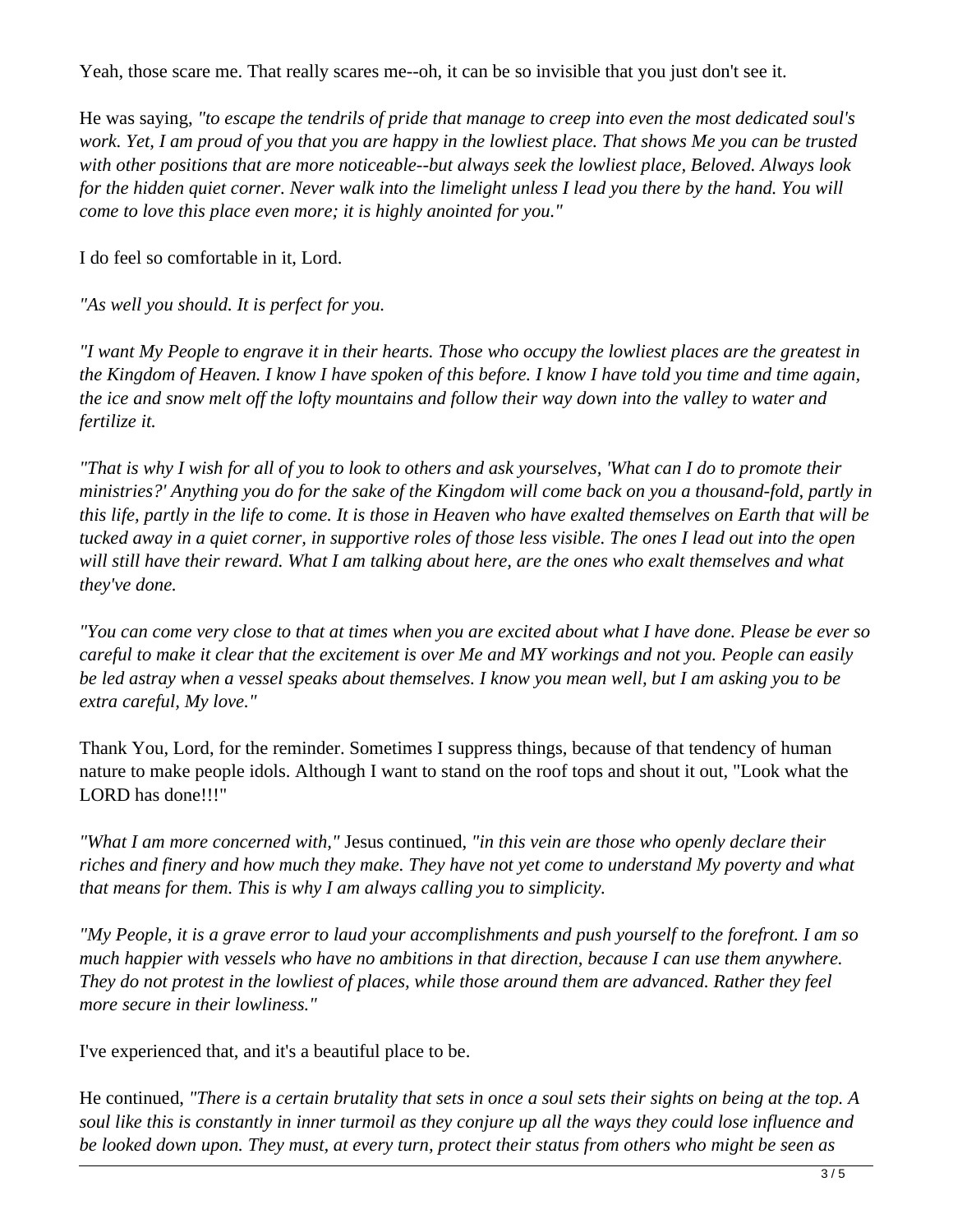Yeah, those scare me. That really scares me--oh, it can be so invisible that you just don't see it.

He was saying, *"to escape the tendrils of pride that manage to creep into even the most dedicated soul's work. Yet, I am proud of you that you are happy in the lowliest place. That shows Me you can be trusted with other positions that are more noticeable--but always seek the lowliest place, Beloved. Always look for the hidden quiet corner. Never walk into the limelight unless I lead you there by the hand. You will come to love this place even more; it is highly anointed for you."*

I do feel so comfortable in it, Lord.

*"As well you should. It is perfect for you.*

*"I want My People to engrave it in their hearts. Those who occupy the lowliest places are the greatest in the Kingdom of Heaven. I know I have spoken of this before. I know I have told you time and time again, the ice and snow melt off the lofty mountains and follow their way down into the valley to water and fertilize it.*

*"That is why I wish for all of you to look to others and ask yourselves, 'What can I do to promote their ministries?' Anything you do for the sake of the Kingdom will come back on you a thousand-fold, partly in this life, partly in the life to come. It is those in Heaven who have exalted themselves on Earth that will be tucked away in a quiet corner, in supportive roles of those less visible. The ones I lead out into the open will still have their reward. What I am talking about here, are the ones who exalt themselves and what they've done.*

*"You can come very close to that at times when you are excited about what I have done. Please be ever so careful to make it clear that the excitement is over Me and MY workings and not you. People can easily be led astray when a vessel speaks about themselves. I know you mean well, but I am asking you to be extra careful, My love."*

Thank You, Lord, for the reminder. Sometimes I suppress things, because of that tendency of human nature to make people idols. Although I want to stand on the roof tops and shout it out, "Look what the LORD has done!!!"

*"What I am more concerned with,"* Jesus continued, *"in this vein are those who openly declare their riches and finery and how much they make. They have not yet come to understand My poverty and what that means for them. This is why I am always calling you to simplicity.*

*"My People, it is a grave error to laud your accomplishments and push yourself to the forefront. I am so much happier with vessels who have no ambitions in that direction, because I can use them anywhere. They do not protest in the lowliest of places, while those around them are advanced. Rather they feel more secure in their lowliness."*

I've experienced that, and it's a beautiful place to be.

He continued, *"There is a certain brutality that sets in once a soul sets their sights on being at the top. A soul like this is constantly in inner turmoil as they conjure up all the ways they could lose influence and be looked down upon. They must, at every turn, protect their status from others who might be seen as*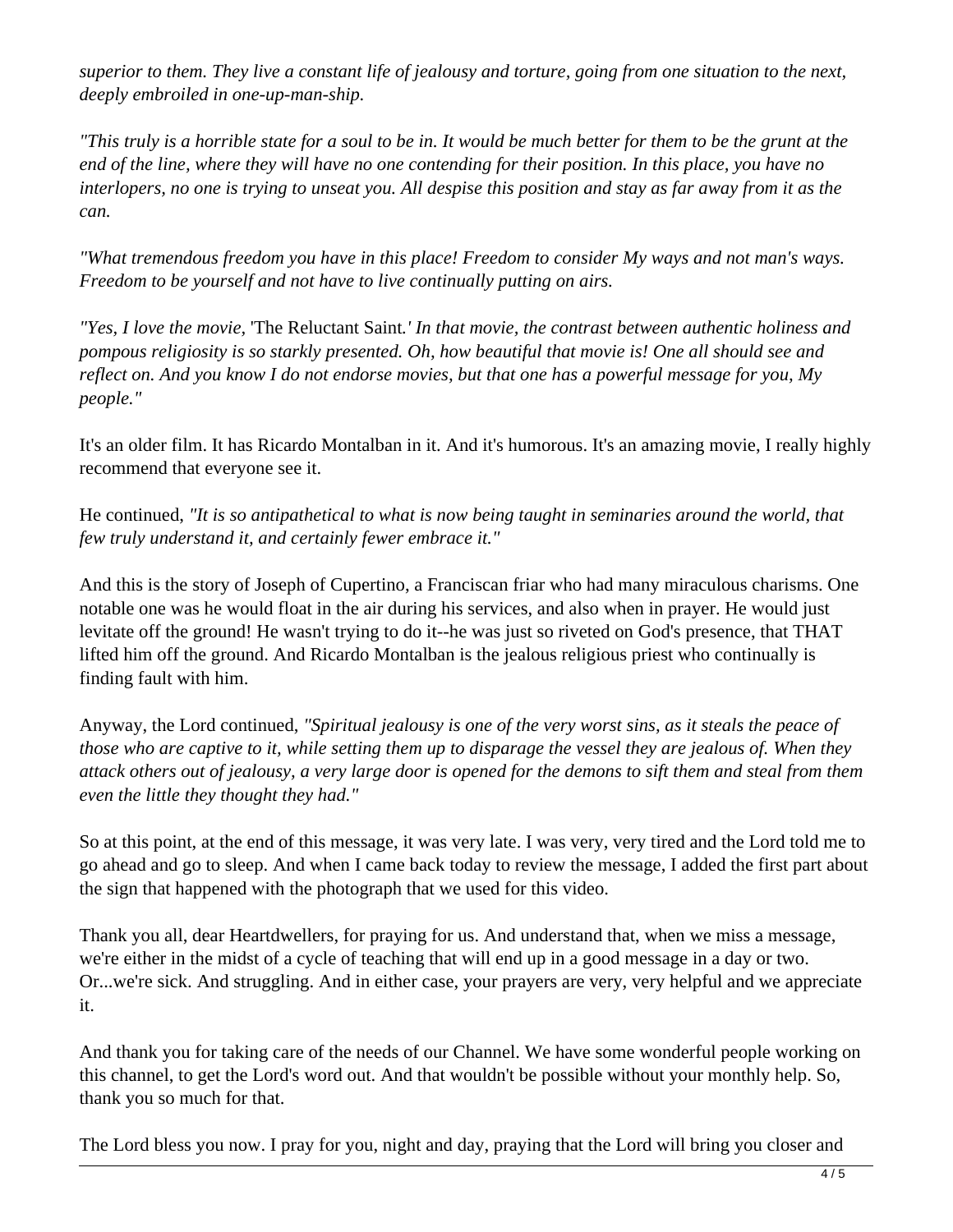*superior to them. They live a constant life of jealousy and torture, going from one situation to the next, deeply embroiled in one-up-man-ship.*

*"This truly is a horrible state for a soul to be in. It would be much better for them to be the grunt at the end of the line, where they will have no one contending for their position. In this place, you have no interlopers, no one is trying to unseat you. All despise this position and stay as far away from it as the can.*

*"What tremendous freedom you have in this place! Freedom to consider My ways and not man's ways. Freedom to be yourself and not have to live continually putting on airs.*

*"Yes, I love the movie,* 'The Reluctant Saint.*' In that movie, the contrast between authentic holiness and pompous religiosity is so starkly presented. Oh, how beautiful that movie is! One all should see and reflect on. And you know I do not endorse movies, but that one has a powerful message for you, My people."*

It's an older film. It has Ricardo Montalban in it. And it's humorous. It's an amazing movie, I really highly recommend that everyone see it.

He continued, *"It is so antipathetical to what is now being taught in seminaries around the world, that few truly understand it, and certainly fewer embrace it."*

And this is the story of Joseph of Cupertino, a Franciscan friar who had many miraculous charisms. One notable one was he would float in the air during his services, and also when in prayer. He would just levitate off the ground! He wasn't trying to do it--he was just so riveted on God's presence, that THAT lifted him off the ground. And Ricardo Montalban is the jealous religious priest who continually is finding fault with him.

Anyway, the Lord continued, *"Spiritual jealousy is one of the very worst sins, as it steals the peace of those who are captive to it, while setting them up to disparage the vessel they are jealous of. When they attack others out of jealousy, a very large door is opened for the demons to sift them and steal from them even the little they thought they had."*

So at this point, at the end of this message, it was very late. I was very, very tired and the Lord told me to go ahead and go to sleep. And when I came back today to review the message, I added the first part about the sign that happened with the photograph that we used for this video.

Thank you all, dear Heartdwellers, for praying for us. And understand that, when we miss a message, we're either in the midst of a cycle of teaching that will end up in a good message in a day or two. Or...we're sick. And struggling. And in either case, your prayers are very, very helpful and we appreciate it.

And thank you for taking care of the needs of our Channel. We have some wonderful people working on this channel, to get the Lord's word out. And that wouldn't be possible without your monthly help. So, thank you so much for that.

The Lord bless you now. I pray for you, night and day, praying that the Lord will bring you closer and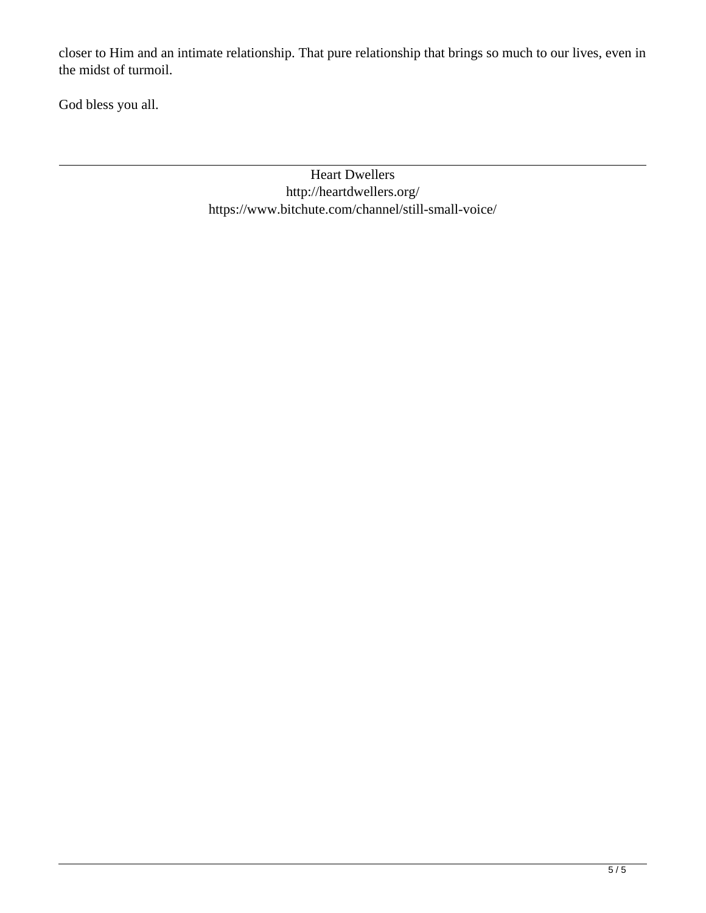closer to Him and an intimate relationship. That pure relationship that brings so much to our lives, even in the midst of turmoil.

God bless you all.

---

Heart Dwellers
http://heartdwellers.org/
https://www.bitchute.com/channel/still-small-voice/